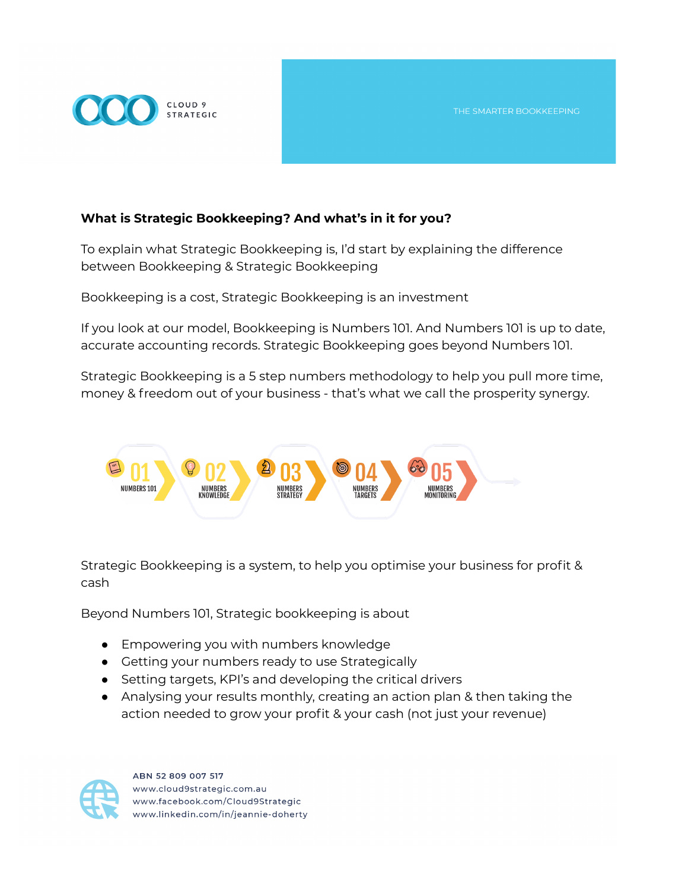CLOUD 9 STRATEGIC

THE SMARTER BOOKKEEPING

**What is Strategic Bookkeeping? And what's in it for you?**

To explain what Strategic Bookkeeping is, I'd start by explaining the difference between Bookkeeping & Strategic Bookkeeping

Bookkeeping is a cost, Strategic Bookkeeping is an investment

If you look at our model, Bookkeeping is Numbers 101. And Numbers 101 is up to date, accurate accounting records. Strategic Bookkeeping goes beyond Numbers 101.

Strategic Bookkeeping is a 5 step numbers methodology to help you pull more time, money & freedom out of your business - that's what we call the prosperity synergy.

01 NUMBERS 101 → 02 NUMBERS KNOWLEDGE → 03 NUMBERS STRATEGY → 04 NUMBERS TARGETS → 05 NUMBERS MONITORING

Strategic Bookkeeping is a system, to help you optimise your business for profit & cash

Beyond Numbers 101, Strategic bookkeeping is about

- Empowering you with numbers knowledge
- Getting your numbers ready to use Strategically
- Setting targets, KPI's and developing the critical drivers
- Analysing your results monthly, creating an action plan & then taking the action needed to grow your profit & your cash (not just your revenue)

ABN 52 809 007 517
www.cloud9strategic.com.au
www.facebook.com/Cloud9Strategic
www.linkedin.com/in/jeannie-doherty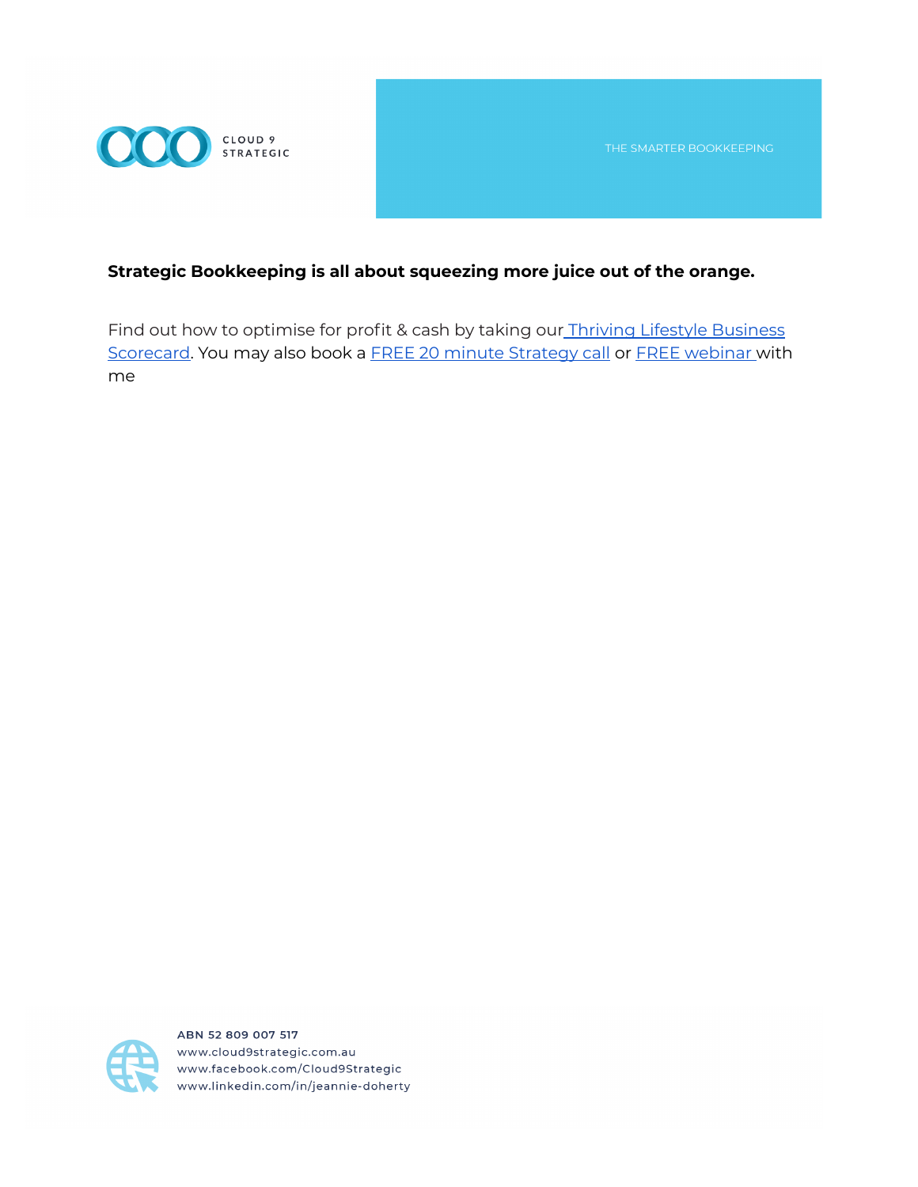CLOUD 9 STRATEGIC

THE SMARTER BOOKKEEPING

**Strategic Bookkeeping is all about squeezing more juice out of the orange.**

Find out how to optimise for profit & cash by taking our Thriving Lifestyle Business Scorecard. You may also book a FREE 20 minute Strategy call or FREE webinar with me

ABN 52 809 007 517
www.cloud9strategic.com.au
www.facebook.com/Cloud9Strategic
www.linkedin.com/in/jeannie-doherty